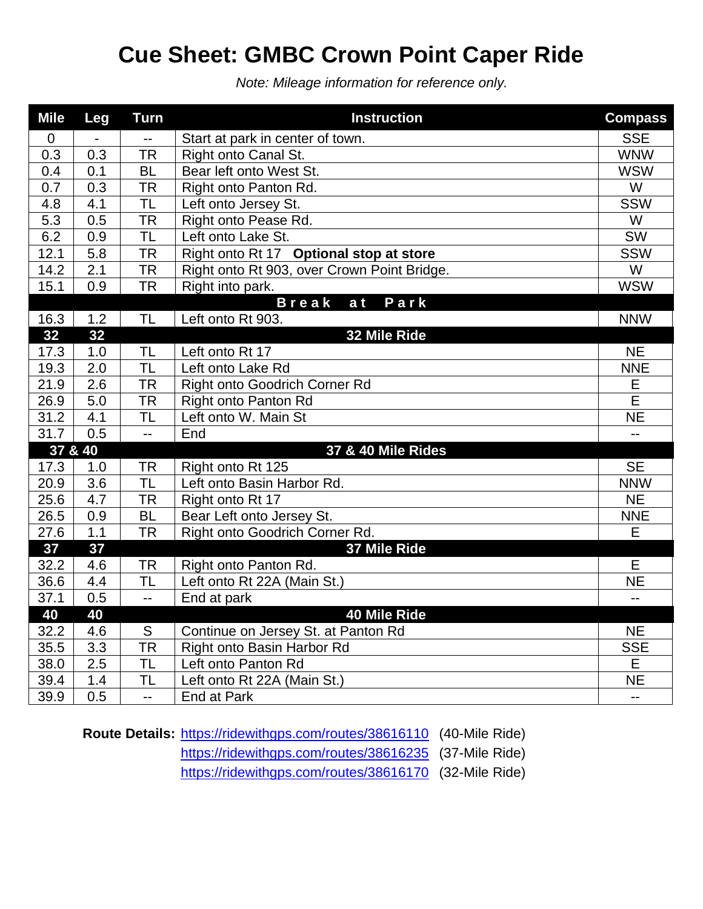# Cue Sheet: GMBC Crown Point Caper Ride

*Note: Mileage information for reference only.*

| Mile | Leg | Turn | Instruction | Compass |
|---|---|---|---|---|
| 0 | - | -- | Start at park in center of town. | SSE |
| 0.3 | 0.3 | TR | Right onto Canal St. | WNW |
| 0.4 | 0.1 | BL | Bear left onto West St. | WSW |
| 0.7 | 0.3 | TR | Right onto Panton Rd. | W |
| 4.8 | 4.1 | TL | Left onto Jersey St. | SSW |
| 5.3 | 0.5 | TR | Right onto Pease Rd. | W |
| 6.2 | 0.9 | TL | Left onto Lake St. | SW |
| 12.1 | 5.8 | TR | Right onto Rt 17 **Optional stop at store** | SSW |
| 14.2 | 2.1 | TR | Right onto Rt 903, over Crown Point Bridge. | W |
| 15.1 | 0.9 | TR | Right into park. | WSW |
| | | | **Break at Park** | |
| 16.3 | 1.2 | TL | Left onto Rt 903. | NNW |
| **32** | **32** | | **32 Mile Ride** | |
| 17.3 | 1.0 | TL | Left onto Rt 17 | NE |
| 19.3 | 2.0 | TL | Left onto Lake Rd | NNE |
| 21.9 | 2.6 | TR | Right onto Goodrich Corner Rd | E |
| 26.9 | 5.0 | TR | Right onto Panton Rd | E |
| 31.2 | 4.1 | TL | Left onto W. Main St | NE |
| 31.7 | 0.5 | -- | End | -- |
| **37 & 40** | | | **37 & 40 Mile Rides** | |
| 17.3 | 1.0 | TR | Right onto Rt 125 | SE |
| 20.9 | 3.6 | TL | Left onto Basin Harbor Rd. | NNW |
| 25.6 | 4.7 | TR | Right onto Rt 17 | NE |
| 26.5 | 0.9 | BL | Bear Left onto Jersey St. | NNE |
| 27.6 | 1.1 | TR | Right onto Goodrich Corner Rd. | E |
| **37** | **37** | | **37 Mile Ride** | |
| 32.2 | 4.6 | TR | Right onto Panton Rd. | E |
| 36.6 | 4.4 | TL | Left onto Rt 22A (Main St.) | NE |
| 37.1 | 0.5 | -- | End at park | -- |
| **40** | **40** | | **40 Mile Ride** | |
| 32.2 | 4.6 | S | Continue on Jersey St. at Panton Rd | NE |
| 35.5 | 3.3 | TR | Right onto Basin Harbor Rd | SSE |
| 38.0 | 2.5 | TL | Left onto Panton Rd | E |
| 39.4 | 1.4 | TL | Left onto Rt 22A (Main St.) | NE |
| 39.9 | 0.5 | -- | End at Park | -- |

**Route Details:** https://ridewithgps.com/routes/38616110 (40-Mile Ride)
https://ridewithgps.com/routes/38616235 (37-Mile Ride)
https://ridewithgps.com/routes/38616170 (32-Mile Ride)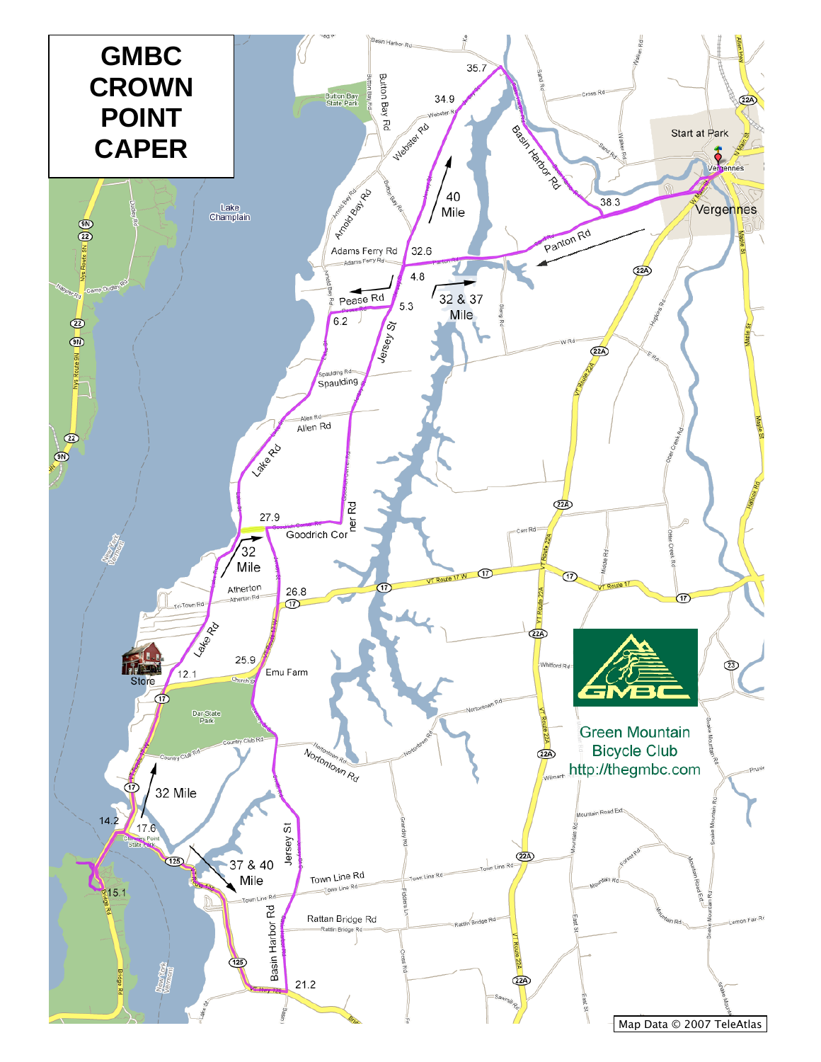# GMBC CROWN POINT CAPER

Start at Park

Vergennes

35.7

34.9

38.3

40 Mile

32.6

4.8

5.3

6.2

32 & 37 Mile

27.9

32 Mile

26.8

25.9

12.1

Store

Emu Farm

32 Mile

14.2

17.6

15.1

37 & 40 Mile

21.2

Green Mountain Bicycle Club
http://thegmbc.com

Map Data © 2007 TeleAtlas